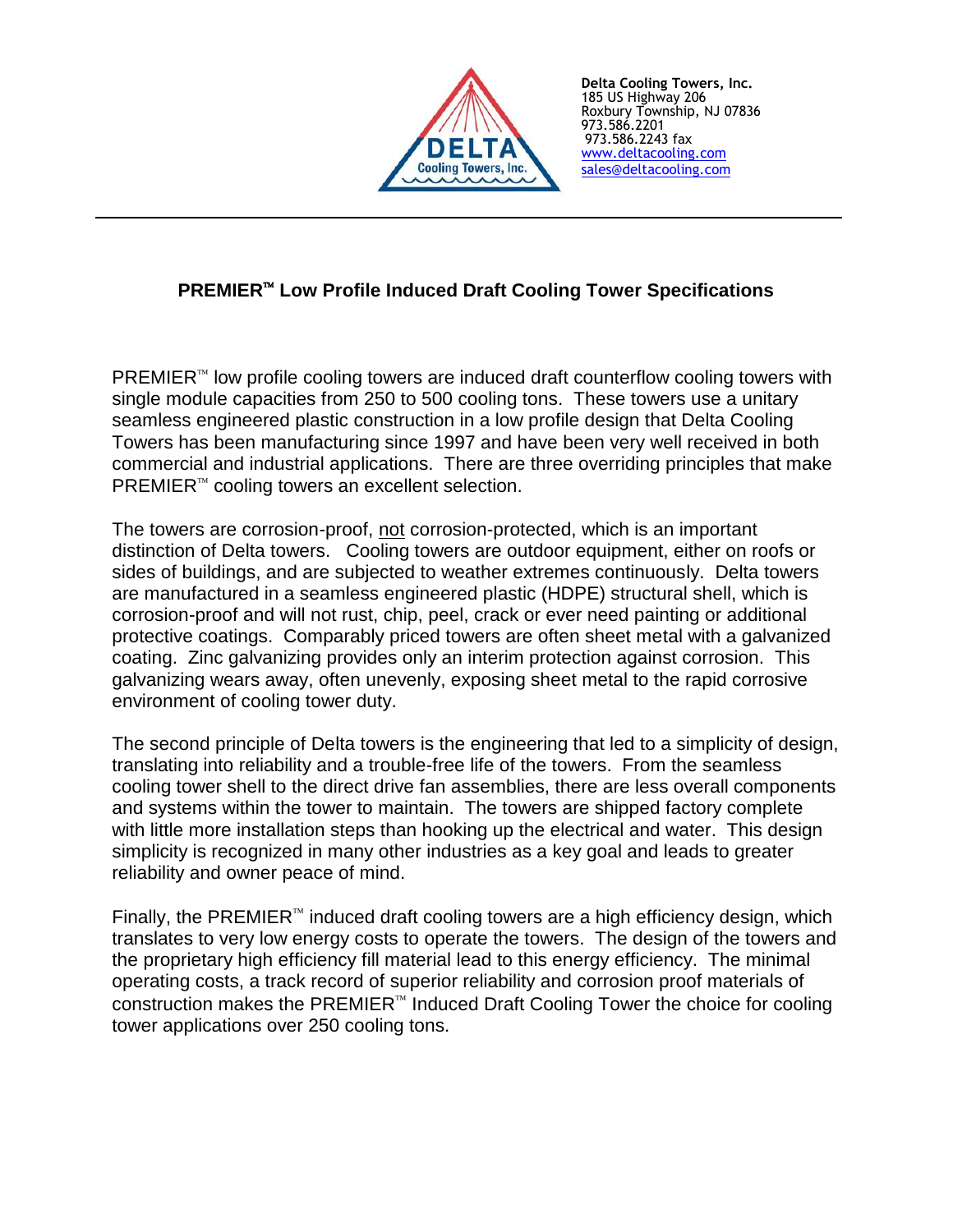**Delta Cooling Towers, Inc.**
185 US Highway 206
Roxbury Township, NJ 07836
973.586.2201
973.586.2243 fax
www.deltacooling.com
sales@deltacooling.com

---

## PREMIER™ Low Profile Induced Draft Cooling Tower Specifications

PREMIER™ low profile cooling towers are induced draft counterflow cooling towers with single module capacities from 250 to 500 cooling tons. These towers use a unitary seamless engineered plastic construction in a low profile design that Delta Cooling Towers has been manufacturing since 1997 and have been very well received in both commercial and industrial applications. There are three overriding principles that make PREMIER™ cooling towers an excellent selection.

The towers are corrosion-proof, not corrosion-protected, which is an important distinction of Delta towers. Cooling towers are outdoor equipment, either on roofs or sides of buildings, and are subjected to weather extremes continuously. Delta towers are manufactured in a seamless engineered plastic (HDPE) structural shell, which is corrosion-proof and will not rust, chip, peel, crack or ever need painting or additional protective coatings. Comparably priced towers are often sheet metal with a galvanized coating. Zinc galvanizing provides only an interim protection against corrosion. This galvanizing wears away, often unevenly, exposing sheet metal to the rapid corrosive environment of cooling tower duty.

The second principle of Delta towers is the engineering that led to a simplicity of design, translating into reliability and a trouble-free life of the towers. From the seamless cooling tower shell to the direct drive fan assemblies, there are less overall components and systems within the tower to maintain. The towers are shipped factory complete with little more installation steps than hooking up the electrical and water. This design simplicity is recognized in many other industries as a key goal and leads to greater reliability and owner peace of mind.

Finally, the PREMIER™ induced draft cooling towers are a high efficiency design, which translates to very low energy costs to operate the towers. The design of the towers and the proprietary high efficiency fill material lead to this energy efficiency. The minimal operating costs, a track record of superior reliability and corrosion proof materials of construction makes the PREMIER™ Induced Draft Cooling Tower the choice for cooling tower applications over 250 cooling tons.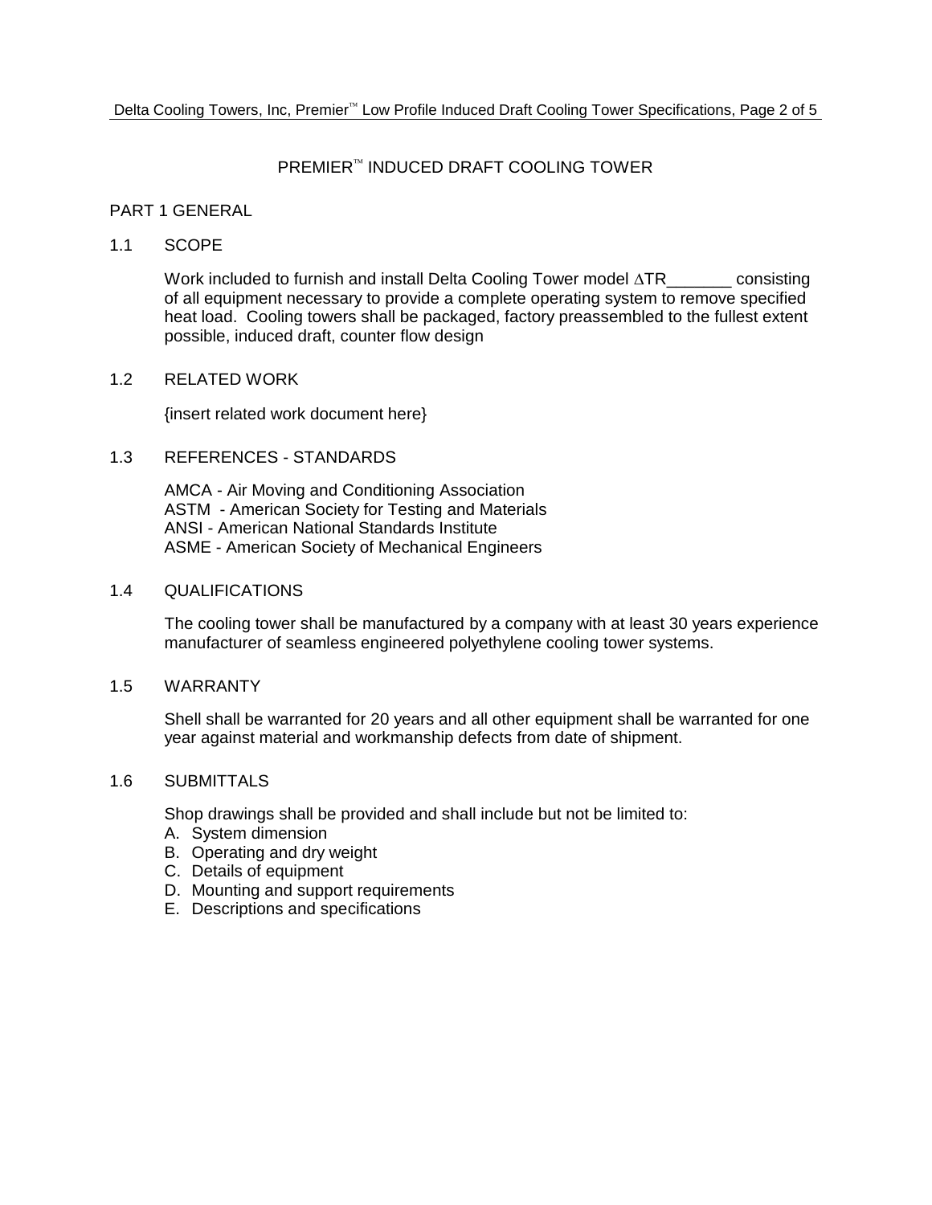# PREMIER™ INDUCED DRAFT COOLING TOWER

## PART 1 GENERAL

### 1.1 SCOPE

Work included to furnish and install Delta Cooling Tower model ∆TR_______ consisting of all equipment necessary to provide a complete operating system to remove specified heat load. Cooling towers shall be packaged, factory preassembled to the fullest extent possible, induced draft, counter flow design

### 1.2 RELATED WORK

{insert related work document here}

### 1.3 REFERENCES - STANDARDS

AMCA - Air Moving and Conditioning Association
ASTM - American Society for Testing and Materials
ANSI - American National Standards Institute
ASME - American Society of Mechanical Engineers

### 1.4 QUALIFICATIONS

The cooling tower shall be manufactured by a company with at least 30 years experience manufacturer of seamless engineered polyethylene cooling tower systems.

### 1.5 WARRANTY

Shell shall be warranted for 20 years and all other equipment shall be warranted for one year against material and workmanship defects from date of shipment.

### 1.6 SUBMITTALS

Shop drawings shall be provided and shall include but not be limited to:

A. System dimension
B. Operating and dry weight
C. Details of equipment
D. Mounting and support requirements
E. Descriptions and specifications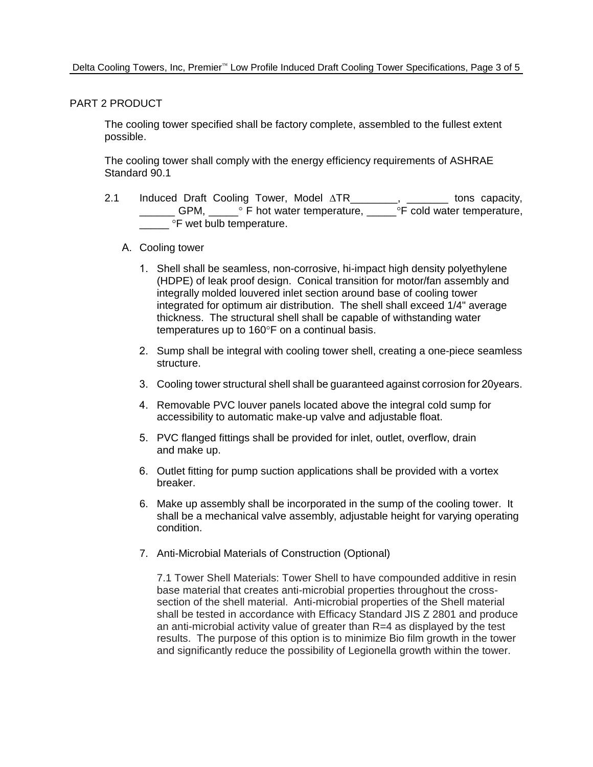## PART 2 PRODUCT

The cooling tower specified shall be factory complete, assembled to the fullest extent possible.

The cooling tower shall comply with the energy efficiency requirements of ASHRAE Standard 90.1

2.1 Induced Draft Cooling Tower, Model ∆TR________, _______ tons capacity, ______ GPM, _____° F hot water temperature, _____°F cold water temperature, _____ °F wet bulb temperature.

A. Cooling tower

1. Shell shall be seamless, non-corrosive, hi-impact high density polyethylene (HDPE) of leak proof design. Conical transition for motor/fan assembly and integrally molded louvered inlet section around base of cooling tower integrated for optimum air distribution. The shell shall exceed 1/4" average thickness. The structural shell shall be capable of withstanding water temperatures up to 160°F on a continual basis.

2. Sump shall be integral with cooling tower shell, creating a one-piece seamless structure.

3. Cooling tower structural shell shall be guaranteed against corrosion for 20years.

4. Removable PVC louver panels located above the integral cold sump for accessibility to automatic make-up valve and adjustable float.

5. PVC flanged fittings shall be provided for inlet, outlet, overflow, drain and make up.

6. Outlet fitting for pump suction applications shall be provided with a vortex breaker.

6. Make up assembly shall be incorporated in the sump of the cooling tower. It shall be a mechanical valve assembly, adjustable height for varying operating condition.

7. Anti-Microbial Materials of Construction (Optional)

   7.1 Tower Shell Materials: Tower Shell to have compounded additive in resin base material that creates anti-microbial properties throughout the cross-section of the shell material. Anti-microbial properties of the Shell material shall be tested in accordance with Efficacy Standard JIS Z 2801 and produce an anti-microbial activity value of greater than R=4 as displayed by the test results. The purpose of this option is to minimize Bio film growth in the tower and significantly reduce the possibility of Legionella growth within the tower.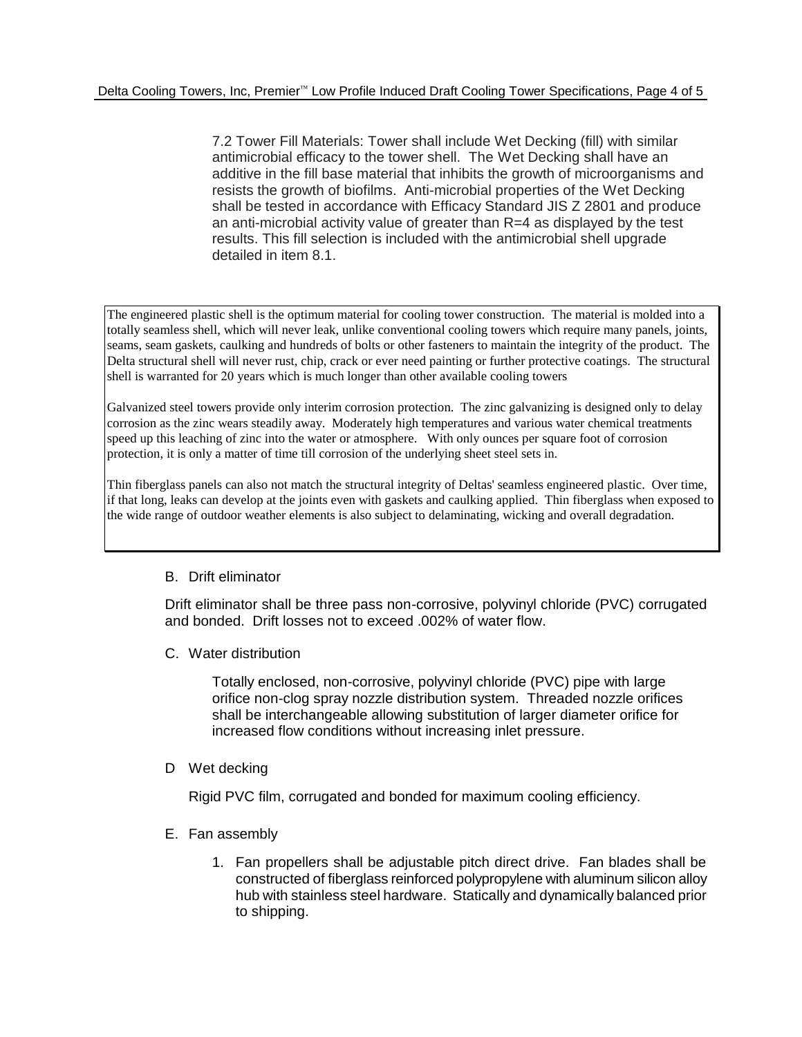7.2 Tower Fill Materials: Tower shall include Wet Decking (fill) with similar antimicrobial efficacy to the tower shell. The Wet Decking shall have an additive in the fill base material that inhibits the growth of microorganisms and resists the growth of biofilms. Anti-microbial properties of the Wet Decking shall be tested in accordance with Efficacy Standard JIS Z 2801 and produce an anti-microbial activity value of greater than R=4 as displayed by the test results. This fill selection is included with the antimicrobial shell upgrade detailed in item 8.1.

The engineered plastic shell is the optimum material for cooling tower construction. The material is molded into a totally seamless shell, which will never leak, unlike conventional cooling towers which require many panels, joints, seams, seam gaskets, caulking and hundreds of bolts or other fasteners to maintain the integrity of the product. The Delta structural shell will never rust, chip, crack or ever need painting or further protective coatings. The structural shell is warranted for 20 years which is much longer than other available cooling towers

Galvanized steel towers provide only interim corrosion protection. The zinc galvanizing is designed only to delay corrosion as the zinc wears steadily away. Moderately high temperatures and various water chemical treatments speed up this leaching of zinc into the water or atmosphere. With only ounces per square foot of corrosion protection, it is only a matter of time till corrosion of the underlying sheet steel sets in.

Thin fiberglass panels can also not match the structural integrity of Deltas' seamless engineered plastic. Over time, if that long, leaks can develop at the joints even with gaskets and caulking applied. Thin fiberglass when exposed to the wide range of outdoor weather elements is also subject to delaminating, wicking and overall degradation.

B. Drift eliminator

Drift eliminator shall be three pass non-corrosive, polyvinyl chloride (PVC) corrugated and bonded. Drift losses not to exceed .002% of water flow.

C. Water distribution

Totally enclosed, non-corrosive, polyvinyl chloride (PVC) pipe with large orifice non-clog spray nozzle distribution system. Threaded nozzle orifices shall be interchangeable allowing substitution of larger diameter orifice for increased flow conditions without increasing inlet pressure.

D Wet decking

Rigid PVC film, corrugated and bonded for maximum cooling efficiency.

E. Fan assembly

1. Fan propellers shall be adjustable pitch direct drive. Fan blades shall be constructed of fiberglass reinforced polypropylene with aluminum silicon alloy hub with stainless steel hardware. Statically and dynamically balanced prior to shipping.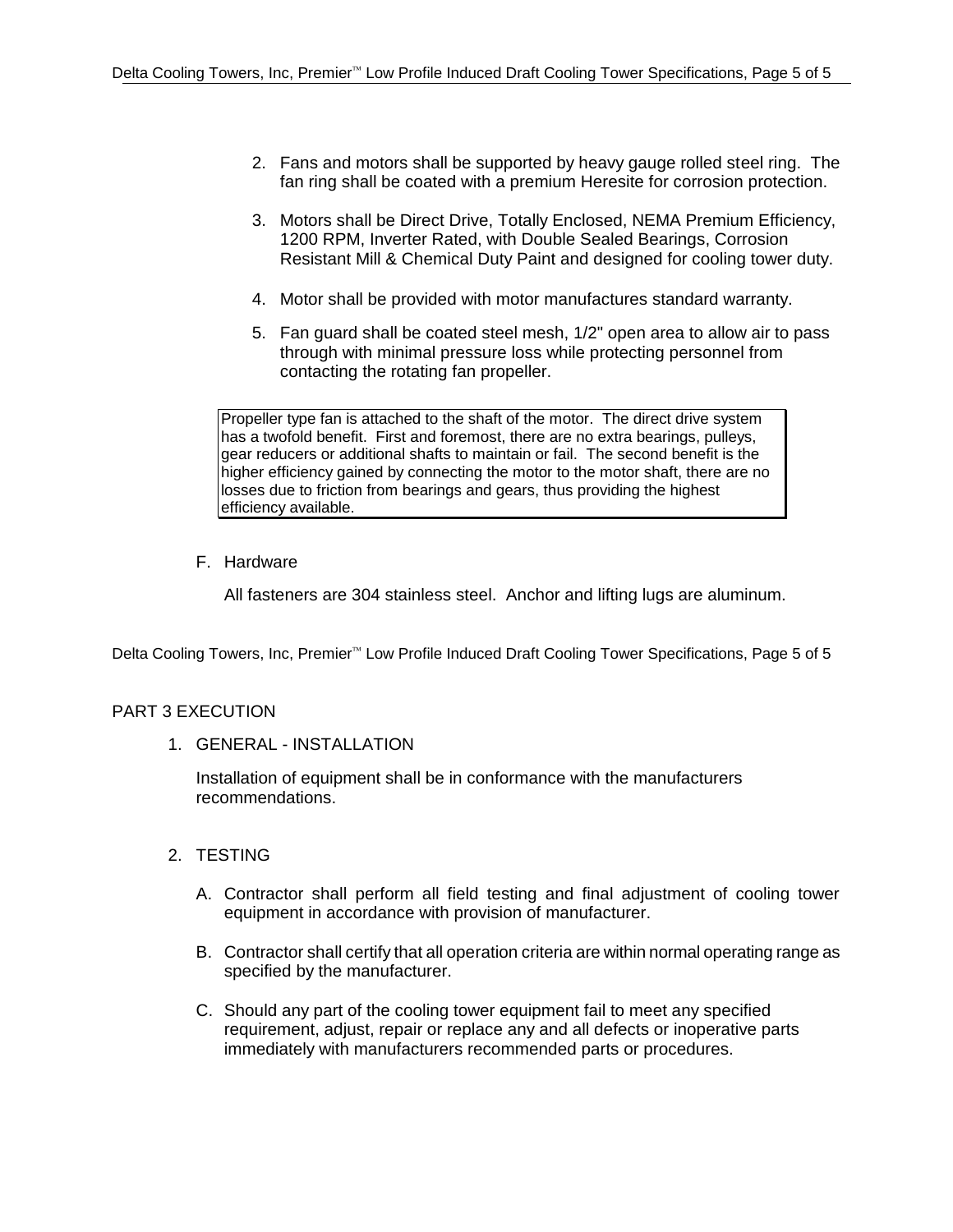2. Fans and motors shall be supported by heavy gauge rolled steel ring. The fan ring shall be coated with a premium Heresite for corrosion protection.

3. Motors shall be Direct Drive, Totally Enclosed, NEMA Premium Efficiency, 1200 RPM, Inverter Rated, with Double Sealed Bearings, Corrosion Resistant Mill & Chemical Duty Paint and designed for cooling tower duty.

4. Motor shall be provided with motor manufactures standard warranty.

5. Fan guard shall be coated steel mesh, 1/2" open area to allow air to pass through with minimal pressure loss while protecting personnel from contacting the rotating fan propeller.

> Propeller type fan is attached to the shaft of the motor. The direct drive system has a twofold benefit. First and foremost, there are no extra bearings, pulleys, gear reducers or additional shafts to maintain or fail. The second benefit is the higher efficiency gained by connecting the motor to the motor shaft, there are no losses due to friction from bearings and gears, thus providing the highest efficiency available.

F. Hardware

All fasteners are 304 stainless steel. Anchor and lifting lugs are aluminum.

## PART 3 EXECUTION

1. GENERAL - INSTALLATION

   Installation of equipment shall be in conformance with the manufacturers recommendations.

2. TESTING

   A. Contractor shall perform all field testing and final adjustment of cooling tower equipment in accordance with provision of manufacturer.

   B. Contractor shall certify that all operation criteria are within normal operating range as specified by the manufacturer.

   C. Should any part of the cooling tower equipment fail to meet any specified requirement, adjust, repair or replace any and all defects or inoperative parts immediately with manufacturers recommended parts or procedures.